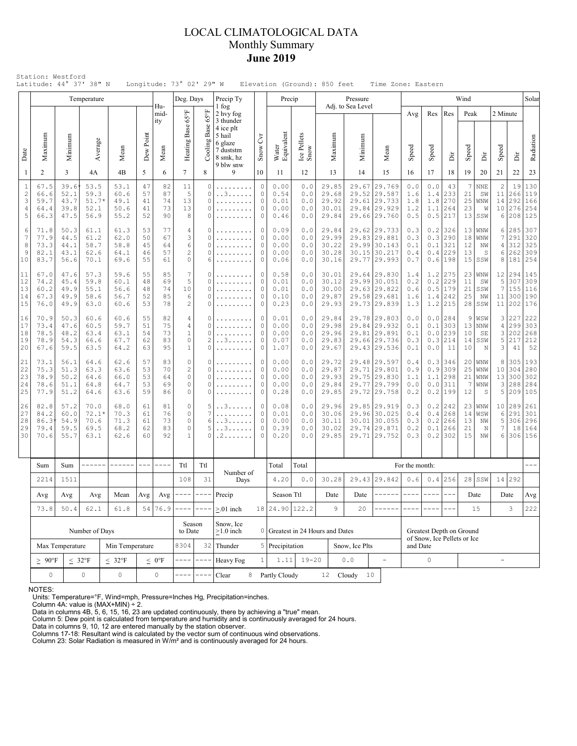# LOCAL CLIMATOLOGICAL DATA
## Monthly Summary
## June 2019

Station: Westford
Latitude: 44° 37' 38" N    Longitude: 73° 02' 29" W    Elevation (Ground): 850 feet    Time Zone: Eastern

| Date | Temperature | | | | | Humidity | Deg. Days | | Precip Ty | | Precip | | Pressure Adj. to Sea Level | | | Wind | | | | | | | Solar |
|---|---|---|---|---|---|---|---|---|---|---|---|---|---|---|---|---|---|---|---|---|---|---|---|
| | Maximum | Minimum | Average | Mean | Dew Point | Mean | Heating Base 65°F | Cooling Base 65°F | 1 fog 2 hvy fog 3 thunder 4 ice plt 5 hail 6 glaze 7 duststm 8 smk, hz 9 blw snw | Snow Cvr | Water Equivalent | Ice Pellets Snow | Maximum | Minimum | Mean | Avg Speed | Res Speed | Res Dir | Peak Speed | Peak Dir | 2 Minute Speed | 2 Minute Dir | Radiation |
| 1 | 2 | 3 | 4A | 4B | 5 | 6 | 7 | 8 | 9 | 10 | 11 | 12 | 13 | 14 | 15 | 16 | 17 | 18 | 19 | 20 | 21 | 22 | 23 |
| 1 | 67.5 | 39.6* | 53.5 | 53.1 | 47 | 82 | 11 | 0 | ......... | 0 | 0.00 | 0.0 | 29.85 | 29.67 | 29.769 | 0.0 | 0.0 | 43 | 7 | NNE | 2 | 19 | 130 |
| 2 | 66.6 | 52.1 | 59.3 | 60.6 | 57 | 87 | 5 | 0 | ..3...... | 0 | 0.54 | 0.0 | 29.68 | 29.52 | 29.587 | 1.6 | 1.4 | 233 | 21 | SW | 11 | 266 | 119 |
| 3 | 59.7 | 43.7 | 51.7* | 49.1 | 41 | 74 | 13 | 0 | ......... | 0 | 0.01 | 0.0 | 29.92 | 29.61 | 29.733 | 1.8 | 1.8 | 270 | 25 | WNW | 14 | 292 | 166 |
| 4 | 64.4 | 39.8 | 52.1 | 50.6 | 41 | 73 | 13 | 0 | ......... | 0 | 0.00 | 0.0 | 30.01 | 29.84 | 29.929 | 1.2 | 1.1 | 264 | 23 | W | 10 | 276 | 254 |
| 5 | 66.3 | 47.5 | 56.9 | 55.2 | 52 | 90 | 8 | 0 | ......... | 0 | 0.46 | 0.0 | 29.84 | 29.66 | 29.760 | 0.5 | 0.5 | 217 | 13 | SSW | 6 | 208 | 125 |
| 6 | 71.8 | 50.3 | 61.1 | 61.3 | 53 | 77 | 4 | 0 | ......... | 0 | 0.09 | 0.0 | 29.84 | 29.62 | 29.733 | 0.3 | 0.2 | 326 | 13 | WNW | 6 | 285 | 307 |
| 7 | 77.9 | 44.5 | 61.2 | 62.0 | 50 | 67 | 3 | 0 | ......... | 0 | 0.00 | 0.0 | 29.99 | 29.83 | 29.881 | 0.3 | 0.3 | 290 | 18 | WNW | 7 | 291 | 320 |
| 8 | 73.3 | 44.1 | 58.7 | 58.8 | 45 | 64 | 6 | 0 | ......... | 0 | 0.00 | 0.0 | 30.22 | 29.99 | 30.143 | 0.1 | 0.1 | 321 | 12 | NW | 4 | 312 | 325 |
| 9 | 82.1 | 43.1 | 62.6 | 64.1 | 46 | 57 | 2 | 0 | ......... | 0 | 0.00 | 0.0 | 30.28 | 30.15 | 30.217 | 0.4 | 0.4 | 229 | 13 | S | 6 | 262 | 309 |
| 10 | 83.7 | 56.6 | 70.1 | 69.6 | 55 | 61 | 0 | 6 | ......... | 0 | 0.06 | 0.0 | 30.16 | 29.77 | 29.993 | 0.7 | 0.6 | 198 | 15 | SSW | 8 | 181 | 254 |
| 11 | 67.0 | 47.6 | 57.3 | 59.6 | 55 | 85 | 7 | 0 | ......... | 0 | 0.58 | 0.0 | 30.01 | 29.64 | 29.830 | 1.4 | 1.2 | 275 | 23 | WNW | 12 | 294 | 145 |
| 12 | 74.2 | 45.4 | 59.8 | 60.1 | 48 | 69 | 5 | 0 | ......... | 0 | 0.01 | 0.0 | 30.12 | 29.99 | 30.051 | 0.2 | 0.2 | 229 | 11 | SW | 5 | 307 | 309 |
| 13 | 60.2 | 49.9 | 55.1 | 56.6 | 48 | 74 | 10 | 0 | ......... | 0 | 0.01 | 0.0 | 30.00 | 29.63 | 29.822 | 0.6 | 0.5 | 179 | 21 | SSW | 7 | 155 | 116 |
| 14 | 67.3 | 49.9 | 58.6 | 56.7 | 52 | 85 | 6 | 0 | ......... | 0 | 0.10 | 0.0 | 29.87 | 29.58 | 29.681 | 1.6 | 1.4 | 242 | 25 | NW | 11 | 300 | 190 |
| 15 | 76.0 | 49.9 | 63.0 | 60.6 | 53 | 78 | 2 | 0 | ......... | 0 | 0.23 | 0.0 | 29.93 | 29.73 | 29.839 | 1.3 | 1.2 | 215 | 28 | SSW | 11 | 202 | 176 |
| 16 | 70.9 | 50.3 | 60.6 | 60.6 | 55 | 82 | 4 | 0 | ......... | 0 | 0.01 | 0.0 | 29.84 | 29.78 | 29.803 | 0.0 | 0.0 | 284 | 9 | WSW | 3 | 227 | 222 |
| 17 | 73.4 | 47.6 | 60.5 | 59.7 | 51 | 75 | 4 | 0 | ......... | 0 | 0.00 | 0.0 | 29.98 | 29.84 | 29.932 | 0.1 | 0.1 | 303 | 13 | NNW | 4 | 299 | 303 |
| 18 | 78.5 | 48.2 | 63.4 | 63.1 | 54 | 73 | 1 | 0 | ......... | 0 | 0.00 | 0.0 | 29.96 | 29.81 | 29.891 | 0.1 | 0.0 | 239 | 10 | SE | 3 | 202 | 268 |
| 19 | 78.9 | 54.3 | 66.6 | 67.7 | 62 | 83 | 0 | 2 | ..3...... | 0 | 0.07 | 0.0 | 29.83 | 29.66 | 29.736 | 0.3 | 0.3 | 214 | 14 | SSW | 5 | 217 | 212 |
| 20 | 67.6 | 59.5 | 63.5 | 64.2 | 63 | 95 | 1 | 0 | ......... | 0 | 1.07 | 0.0 | 29.67 | 29.43 | 29.536 | 0.1 | 0.0 | 11 | 10 | N | 3 | 41 | 52 |
| 21 | 73.1 | 56.1 | 64.6 | 62.6 | 57 | 83 | 0 | 0 | ......... | 0 | 0.00 | 0.0 | 29.72 | 29.48 | 29.597 | 0.4 | 0.3 | 346 | 20 | WNW | 8 | 305 | 193 |
| 22 | 75.3 | 51.3 | 63.3 | 63.6 | 53 | 70 | 2 | 0 | ......... | 0 | 0.00 | 0.0 | 29.87 | 29.71 | 29.801 | 0.9 | 0.9 | 309 | 25 | WNW | 10 | 304 | 280 |
| 23 | 78.9 | 50.2 | 64.6 | 66.0 | 53 | 64 | 0 | 0 | ......... | 0 | 0.00 | 0.0 | 29.93 | 29.75 | 29.830 | 1.1 | 1.1 | 298 | 21 | WNW | 13 | 300 | 302 |
| 24 | 78.6 | 51.1 | 64.8 | 64.7 | 53 | 69 | 0 | 0 | ......... | 0 | 0.00 | 0.0 | 29.84 | 29.77 | 29.799 | 0.0 | 0.0 | 311 | 7 | WNW | 3 | 288 | 284 |
| 25 | 77.9 | 51.2 | 64.6 | 63.6 | 59 | 86 | 0 | 0 | ......... | 0 | 0.28 | 0.0 | 29.85 | 29.72 | 29.758 | 0.2 | 0.2 | 199 | 12 | S | 5 | 209 | 105 |
| 26 | 82.8 | 57.2 | 70.0 | 68.0 | 61 | 81 | 0 | 5 | ..3...... | 0 | 0.08 | 0.0 | 29.96 | 29.85 | 29.919 | 0.3 | 0.2 | 242 | 23 | WNW | 10 | 289 | 261 |
| 27 | 84.2 | 60.0 | 72.1* | 70.3 | 61 | 76 | 0 | 7 | ......... | 0 | 0.01 | 0.0 | 30.06 | 29.96 | 30.025 | 0.4 | 0.4 | 268 | 14 | WSW | 6 | 291 | 301 |
| 28 | 86.3* | 54.9 | 70.6 | 71.3 | 61 | 73 | 0 | 6 | ..3...... | 0 | 0.00 | 0.0 | 30.11 | 30.01 | 30.055 | 0.3 | 0.2 | 266 | 13 | NW | 5 | 306 | 296 |
| 29 | 79.4 | 59.5 | 69.5 | 68.2 | 62 | 83 | 0 | 5 | ..3...... | 0 | 0.39 | 0.0 | 30.02 | 29.74 | 29.871 | 0.2 | 0.1 | 266 | 21 | N | 7 | 18 | 164 |
| 30 | 70.6 | 55.7 | 63.1 | 62.6 | 60 | 92 | 1 | 0 | .2....... | 0 | 0.20 | 0.0 | 29.85 | 29.71 | 29.752 | 0.3 | 0.2 | 302 | 15 | NW | 6 | 306 | 156 |

| | Sum | Sum | ------ | ------ | --- | ---- | Ttl | Ttl | Number of Days | | Total | Total | For the month: | | | | | | | | | | --- |
|---|---|---|---|---|---|---|---|---|---|---|---|---|---|---|---|---|---|---|---|---|---|---|---|
| | 2214 | 1511 | | | | | 108 | 31 | | | 4.20 | 0.0 | 30.28 | 29.43 | 29.842 | 0.6 | 0.4 | 256 | 28 | SSW | 14 | 292 | |
| | Avg | Avg | Avg | Mean | Avg | Avg | ---- | ---- | Precip | | Season Ttl | | Date | Date | ------ | ---- | ---- | --- | Date | | Date | | Avg |
| | 73.8 | 50.4 | 62.1 | 61.8 | 54 | 76.9 | ---- | ---- | ≥.01 inch | 18 | 24.90 | 122.2 | 9 | 20 | ------ | ---- | ---- | --- | 15 | | 3 | | 222 |

| Number of Days | | | | Season to Date | | Snow, Ice ≥1.0 inch | 0 | Greatest in 24 Hours and Dates | | | | Greatest Depth on Ground of Snow, Ice Pellets or Ice and Date | |
|---|---|---|---|---|---|---|---|---|---|---|---|---|---|
| Max Temperature | | Min Temperature | | 8304 | 32 | Thunder | 5 | Precipitation | | Snow, Ice Plts | | | |
| ≥ 90°F | ≤ 32°F | ≤ 32°F | ≤ 0°F | ---- | ---- | Heavy Fog | 1 | 1.11 | 19-20 | 0.0 | - | 0 | - |
| 0 | 0 | 0 | 0 | ---- | ---- | Clear 8 | | Partly Cloudy 12 | | Cloudy 10 | | | |

NOTES:
Units: Temperature=°F, Wind=mph, Pressure=Inches Hg, Precipitation=inches.
Column 4A: value is (MAX+MIN) ÷ 2.
Data in columns 4B, 5, 6, 15, 16, 23 are updated continuously, there by achieving a "true" mean.
Column 5: Dew point is calculated from temperature and humidity and is continuously averaged for 24 hours.
Data in columns 9, 10, 12 are entered manually by the station observer.
Columns 17-18: Resultant wind is calculated by the vector sum of continuous wind observations.
Column 23: Solar Radiation is measured in W/m² and is continuously averaged for 24 hours.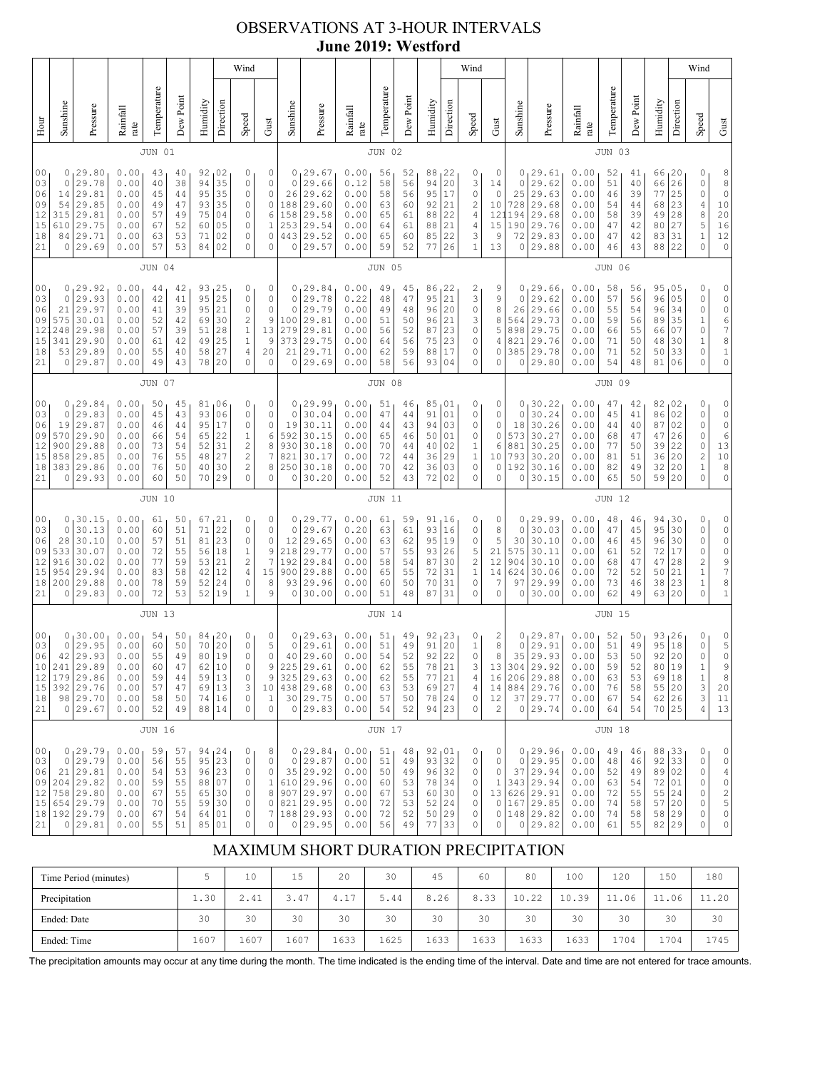# OBSERVATIONS AT 3-HOUR INTERVALS
## June 2019: Westford

### JUN 01

| Hour | Sunshine | Pressure | Rainfall rate | Temperature | Dew Point | Humidity | Wind Direction | Wind Speed | Gust |
|---|---|---|---|---|---|---|---|---|---|
| 00 | 0 | 29.80 | 0.00 | 43 | 40 | 92 | 02 | 0 | 0 |
| 03 | 0 | 29.78 | 0.00 | 40 | 38 | 94 | 35 | 0 | 0 |
| 06 | 14 | 29.81 | 0.00 | 45 | 44 | 95 | 35 | 0 | 0 |
| 09 | 54 | 29.85 | 0.00 | 49 | 47 | 93 | 35 | 0 | 0 |
| 12 | 315 | 29.81 | 0.00 | 57 | 49 | 75 | 04 | 0 | 6 |
| 15 | 610 | 29.75 | 0.00 | 67 | 52 | 60 | 05 | 0 | 1 |
| 18 | 84 | 29.71 | 0.00 | 63 | 53 | 71 | 02 | 0 | 0 |
| 21 | 0 | 29.69 | 0.00 | 57 | 53 | 84 | 02 | 0 | 0 |

### JUN 02

| Hour | Sunshine | Pressure | Rainfall rate | Temperature | Dew Point | Humidity | Wind Direction | Wind Speed | Gust |
|---|---|---|---|---|---|---|---|---|---|
| 00 | 0 | 29.67 | 0.00 | 56 | 52 | 88 | 22 | 0 | 0 |
| 03 | 0 | 29.66 | 0.12 | 58 | 56 | 94 | 20 | 3 | 14 |
| 06 | 26 | 29.62 | 0.00 | 58 | 56 | 95 | 17 | 0 | 0 |
| 09 | 188 | 29.60 | 0.00 | 63 | 60 | 92 | 21 | 2 | 10 |
| 12 | 158 | 29.58 | 0.00 | 65 | 61 | 88 | 22 | 4 | 12 |
| 15 | 253 | 29.54 | 0.00 | 64 | 61 | 88 | 21 | 4 | 15 |
| 18 | 443 | 29.52 | 0.00 | 65 | 60 | 85 | 22 | 3 | 9 |
| 21 | 0 | 29.57 | 0.00 | 59 | 52 | 77 | 26 | 1 | 13 |

### JUN 03

| Hour | Sunshine | Pressure | Rainfall rate | Temperature | Dew Point | Humidity | Wind Direction | Wind Speed | Gust |
|---|---|---|---|---|---|---|---|---|---|
| 00 | 0 | 29.61 | 0.00 | 52 | 41 | 66 | 20 | 0 | 8 |
| 03 | 0 | 29.62 | 0.00 | 51 | 40 | 66 | 26 | 0 | 8 |
| 06 | 25 | 29.63 | 0.00 | 46 | 39 | 77 | 25 | 0 | 0 |
| 09 | 728 | 29.68 | 0.00 | 54 | 44 | 68 | 23 | 4 | 10 |
| 12 | 1194 | 29.68 | 0.00 | 58 | 39 | 49 | 28 | 8 | 20 |
| 15 | 190 | 29.76 | 0.00 | 47 | 42 | 80 | 27 | 5 | 16 |
| 18 | 72 | 29.83 | 0.00 | 47 | 42 | 83 | 31 | 1 | 12 |
| 21 | 0 | 29.88 | 0.00 | 46 | 43 | 88 | 22 | 0 | 0 |

### JUN 04

| Hour | Sunshine | Pressure | Rainfall rate | Temperature | Dew Point | Humidity | Wind Direction | Wind Speed | Gust |
|---|---|---|---|---|---|---|---|---|---|
| 00 | 0 | 29.92 | 0.00 | 44 | 42 | 93 | 25 | 0 | 0 |
| 03 | 0 | 29.93 | 0.00 | 42 | 41 | 95 | 25 | 0 | 0 |
| 06 | 21 | 29.97 | 0.00 | 41 | 39 | 95 | 21 | 0 | 0 |
| 09 | 575 | 30.01 | 0.00 | 52 | 42 | 69 | 30 | 2 | 9 |
| 12 | 1248 | 29.98 | 0.00 | 57 | 39 | 51 | 28 | 1 | 13 |
| 15 | 341 | 29.90 | 0.00 | 61 | 42 | 49 | 25 | 1 | 9 |
| 18 | 53 | 29.89 | 0.00 | 55 | 40 | 58 | 27 | 4 | 20 |
| 21 | 0 | 29.87 | 0.00 | 49 | 43 | 78 | 20 | 0 | 0 |

### JUN 05

| Hour | Sunshine | Pressure | Rainfall rate | Temperature | Dew Point | Humidity | Wind Direction | Wind Speed | Gust |
|---|---|---|---|---|---|---|---|---|---|
| 00 | 0 | 29.84 | 0.00 | 49 | 45 | 86 | 22 | 2 | 9 |
| 03 | 0 | 29.78 | 0.22 | 48 | 47 | 95 | 21 | 3 | 9 |
| 06 | 0 | 29.79 | 0.00 | 49 | 48 | 96 | 20 | 0 | 8 |
| 09 | 100 | 29.81 | 0.00 | 51 | 50 | 96 | 21 | 3 | 8 |
| 12 | 279 | 29.81 | 0.00 | 56 | 52 | 87 | 23 | 0 | 5 |
| 15 | 373 | 29.75 | 0.00 | 64 | 56 | 75 | 23 | 0 | 4 |
| 18 | 21 | 29.71 | 0.00 | 62 | 59 | 88 | 17 | 0 | 0 |
| 21 | 0 | 29.69 | 0.00 | 58 | 56 | 93 | 04 | 0 | 0 |

### JUN 06

| Hour | Sunshine | Pressure | Rainfall rate | Temperature | Dew Point | Humidity | Wind Direction | Wind Speed | Gust |
|---|---|---|---|---|---|---|---|---|---|
| 00 | 0 | 29.66 | 0.00 | 58 | 56 | 95 | 05 | 0 | 0 |
| 03 | 0 | 29.62 | 0.00 | 57 | 56 | 96 | 05 | 0 | 0 |
| 06 | 26 | 29.66 | 0.00 | 55 | 54 | 96 | 34 | 0 | 0 |
| 09 | 564 | 29.73 | 0.00 | 59 | 56 | 89 | 35 | 1 | 0 |
| 12 | 898 | 29.75 | 0.00 | 66 | 55 | 66 | 07 | 0 | 7 |
| 15 | 821 | 29.76 | 0.00 | 71 | 50 | 48 | 30 | 1 | 8 |
| 18 | 385 | 29.78 | 0.00 | 71 | 52 | 50 | 33 | 0 | 1 |
| 21 | 0 | 29.80 | 0.00 | 54 | 48 | 81 | 06 | 0 | 0 |

### JUN 07

| Hour | Sunshine | Pressure | Rainfall rate | Temperature | Dew Point | Humidity | Wind Direction | Wind Speed | Gust |
|---|---|---|---|---|---|---|---|---|---|
| 00 | 0 | 29.84 | 0.00 | 50 | 45 | 81 | 06 | 0 | 0 |
| 03 | 0 | 29.83 | 0.00 | 45 | 43 | 93 | 06 | 0 | 0 |
| 06 | 19 | 29.87 | 0.00 | 46 | 44 | 95 | 17 | 0 | 0 |
| 09 | 570 | 29.90 | 0.00 | 66 | 54 | 65 | 22 | 1 | 6 |
| 12 | 900 | 29.88 | 0.00 | 73 | 54 | 52 | 31 | 2 | 8 |
| 15 | 858 | 29.85 | 0.00 | 76 | 55 | 48 | 27 | 2 | 7 |
| 18 | 383 | 29.86 | 0.00 | 76 | 50 | 40 | 30 | 2 | 8 |
| 21 | 0 | 29.93 | 0.00 | 60 | 50 | 70 | 29 | 0 | 0 |

### JUN 08

| Hour | Sunshine | Pressure | Rainfall rate | Temperature | Dew Point | Humidity | Wind Direction | Wind Speed | Gust |
|---|---|---|---|---|---|---|---|---|---|
| 00 | 0 | 29.99 | 0.00 | 51 | 46 | 85 | 01 | 0 | 0 |
| 03 | 0 | 30.04 | 0.00 | 47 | 44 | 91 | 01 | 0 | 0 |
| 06 | 19 | 30.11 | 0.00 | 44 | 43 | 94 | 03 | 0 | 0 |
| 09 | 592 | 30.15 | 0.00 | 65 | 46 | 50 | 01 | 0 | 0 |
| 12 | 930 | 30.18 | 0.00 | 70 | 44 | 40 | 02 | 1 | 6 |
| 15 | 821 | 30.17 | 0.00 | 72 | 44 | 36 | 29 | 1 | 10 |
| 18 | 250 | 30.18 | 0.00 | 70 | 42 | 36 | 03 | 0 | 0 |
| 21 | 0 | 30.20 | 0.00 | 52 | 43 | 72 | 02 | 0 | 0 |

### JUN 09

| Hour | Sunshine | Pressure | Rainfall rate | Temperature | Dew Point | Humidity | Wind Direction | Wind Speed | Gust |
|---|---|---|---|---|---|---|---|---|---|
| 00 | 0 | 30.22 | 0.00 | 47 | 42 | 82 | 02 | 0 | 0 |
| 03 | 0 | 30.24 | 0.00 | 45 | 41 | 86 | 02 | 0 | 0 |
| 06 | 18 | 30.26 | 0.00 | 44 | 40 | 87 | 02 | 0 | 0 |
| 09 | 573 | 30.27 | 0.00 | 68 | 47 | 47 | 26 | 0 | 6 |
| 12 | 881 | 30.25 | 0.00 | 77 | 50 | 39 | 22 | 0 | 13 |
| 15 | 793 | 30.20 | 0.00 | 81 | 51 | 36 | 20 | 2 | 10 |
| 18 | 192 | 30.16 | 0.00 | 82 | 49 | 32 | 20 | 1 | 8 |
| 21 | 0 | 30.15 | 0.00 | 65 | 50 | 59 | 20 | 0 | 0 |

### JUN 10

| Hour | Sunshine | Pressure | Rainfall rate | Temperature | Dew Point | Humidity | Wind Direction | Wind Speed | Gust |
|---|---|---|---|---|---|---|---|---|---|
| 00 | 0 | 30.15 | 0.00 | 61 | 50 | 67 | 21 | 0 | 0 |
| 03 | 0 | 30.13 | 0.00 | 60 | 51 | 71 | 22 | 0 | 0 |
| 06 | 28 | 30.10 | 0.00 | 57 | 51 | 81 | 23 | 0 | 0 |
| 09 | 533 | 30.07 | 0.00 | 72 | 55 | 56 | 18 | 1 | 9 |
| 12 | 916 | 30.02 | 0.00 | 77 | 59 | 53 | 21 | 2 | 7 |
| 15 | 954 | 29.94 | 0.00 | 83 | 58 | 42 | 12 | 4 | 15 |
| 18 | 200 | 29.88 | 0.00 | 78 | 59 | 52 | 24 | 0 | 8 |
| 21 | 0 | 29.83 | 0.00 | 72 | 53 | 52 | 19 | 1 | 9 |

### JUN 11

| Hour | Sunshine | Pressure | Rainfall rate | Temperature | Dew Point | Humidity | Wind Direction | Wind Speed | Gust |
|---|---|---|---|---|---|---|---|---|---|
| 00 | 0 | 29.77 | 0.00 | 61 | 59 | 91 | 16 | 0 | 0 |
| 03 | 0 | 29.67 | 0.20 | 63 | 61 | 93 | 16 | 0 | 8 |
| 06 | 12 | 29.65 | 0.00 | 63 | 62 | 95 | 19 | 0 | 5 |
| 09 | 218 | 29.77 | 0.00 | 57 | 55 | 93 | 26 | 5 | 21 |
| 12 | 192 | 29.84 | 0.00 | 58 | 54 | 87 | 30 | 2 | 12 |
| 15 | 900 | 29.88 | 0.00 | 65 | 55 | 72 | 31 | 1 | 14 |
| 18 | 93 | 29.96 | 0.00 | 60 | 50 | 70 | 31 | 0 | 7 |
| 21 | 0 | 30.00 | 0.00 | 51 | 48 | 87 | 31 | 0 | 0 |

### JUN 12

| Hour | Sunshine | Pressure | Rainfall rate | Temperature | Dew Point | Humidity | Wind Direction | Wind Speed | Gust |
|---|---|---|---|---|---|---|---|---|---|
| 00 | 0 | 29.99 | 0.00 | 48 | 46 | 94 | 30 | 0 | 0 |
| 03 | 0 | 30.03 | 0.00 | 47 | 45 | 95 | 30 | 0 | 0 |
| 06 | 30 | 30.10 | 0.00 | 46 | 45 | 96 | 30 | 0 | 0 |
| 09 | 575 | 30.11 | 0.00 | 61 | 52 | 72 | 17 | 0 | 0 |
| 12 | 904 | 30.10 | 0.00 | 68 | 47 | 47 | 28 | 2 | 9 |
| 15 | 624 | 30.06 | 0.00 | 72 | 52 | 50 | 21 | 1 | 7 |
| 18 | 97 | 29.99 | 0.00 | 73 | 46 | 38 | 23 | 1 | 8 |
| 21 | 0 | 30.00 | 0.00 | 62 | 49 | 63 | 20 | 0 | 1 |

### JUN 13

| Hour | Sunshine | Pressure | Rainfall rate | Temperature | Dew Point | Humidity | Wind Direction | Wind Speed | Gust |
|---|---|---|---|---|---|---|---|---|---|
| 00 | 0 | 30.00 | 0.00 | 54 | 50 | 84 | 20 | 0 | 0 |
| 03 | 0 | 29.95 | 0.00 | 60 | 50 | 70 | 20 | 0 | 5 |
| 06 | 42 | 29.93 | 0.00 | 55 | 49 | 80 | 19 | 0 | 0 |
| 10 | 241 | 29.89 | 0.00 | 60 | 47 | 62 | 10 | 0 | 9 |
| 12 | 179 | 29.86 | 0.00 | 59 | 44 | 59 | 13 | 0 | 9 |
| 15 | 392 | 29.76 | 0.00 | 57 | 47 | 69 | 13 | 3 | 10 |
| 18 | 98 | 29.70 | 0.00 | 58 | 50 | 74 | 16 | 0 | 1 |
| 21 | 0 | 29.67 | 0.00 | 52 | 49 | 88 | 14 | 0 | 0 |

### JUN 14

| Hour | Sunshine | Pressure | Rainfall rate | Temperature | Dew Point | Humidity | Wind Direction | Wind Speed | Gust |
|---|---|---|---|---|---|---|---|---|---|
| 00 | 0 | 29.63 | 0.00 | 51 | 49 | 92 | 23 | 0 | 2 |
| 03 | 0 | 29.61 | 0.00 | 51 | 49 | 91 | 20 | 1 | 8 |
| 06 | 40 | 29.60 | 0.00 | 54 | 52 | 92 | 22 | 0 | 8 |
| 09 | 225 | 29.61 | 0.00 | 62 | 55 | 78 | 21 | 3 | 13 |
| 12 | 325 | 29.63 | 0.00 | 62 | 55 | 77 | 21 | 4 | 16 |
| 15 | 438 | 29.68 | 0.00 | 63 | 53 | 69 | 27 | 4 | 14 |
| 18 | 30 | 29.75 | 0.00 | 57 | 50 | 78 | 24 | 0 | 12 |
| 21 | 0 | 29.83 | 0.00 | 54 | 52 | 94 | 23 | 0 | 2 |

### JUN 15

| Hour | Sunshine | Pressure | Rainfall rate | Temperature | Dew Point | Humidity | Wind Direction | Wind Speed | Gust |
|---|---|---|---|---|---|---|---|---|---|
| 00 | 0 | 29.87 | 0.00 | 52 | 50 | 93 | 26 | 0 | 0 |
| 03 | 0 | 29.91 | 0.00 | 51 | 49 | 95 | 18 | 0 | 5 |
| 06 | 35 | 29.93 | 0.00 | 53 | 50 | 92 | 20 | 0 | 0 |
| 09 | 304 | 29.92 | 0.00 | 59 | 52 | 80 | 19 | 1 | 9 |
| 12 | 206 | 29.88 | 0.00 | 63 | 53 | 69 | 18 | 1 | 8 |
| 15 | 884 | 29.76 | 0.00 | 76 | 58 | 55 | 20 | 3 | 20 |
| 18 | 37 | 29.77 | 0.00 | 67 | 54 | 62 | 26 | 3 | 11 |
| 21 | 0 | 29.74 | 0.00 | 64 | 54 | 70 | 25 | 4 | 13 |

### JUN 16

| Hour | Sunshine | Pressure | Rainfall rate | Temperature | Dew Point | Humidity | Wind Direction | Wind Speed | Gust |
|---|---|---|---|---|---|---|---|---|---|
| 00 | 0 | 29.79 | 0.00 | 59 | 57 | 94 | 24 | 0 | 8 |
| 03 | 0 | 29.79 | 0.00 | 56 | 55 | 95 | 23 | 0 | 0 |
| 06 | 21 | 29.81 | 0.00 | 54 | 53 | 96 | 23 | 0 | 0 |
| 09 | 204 | 29.82 | 0.00 | 59 | 55 | 88 | 07 | 0 | 1 |
| 12 | 758 | 29.80 | 0.00 | 67 | 55 | 65 | 30 | 0 | 8 |
| 15 | 654 | 29.79 | 0.00 | 70 | 55 | 59 | 30 | 0 | 0 |
| 18 | 192 | 29.79 | 0.00 | 67 | 54 | 64 | 01 | 0 | 7 |
| 21 | 0 | 29.81 | 0.00 | 55 | 51 | 85 | 01 | 0 | 0 |

### JUN 17

| Hour | Sunshine | Pressure | Rainfall rate | Temperature | Dew Point | Humidity | Wind Direction | Wind Speed | Gust |
|---|---|---|---|---|---|---|---|---|---|
| 00 | 0 | 29.84 | 0.00 | 51 | 48 | 92 | 01 | 0 | 0 |
| 03 | 0 | 29.87 | 0.00 | 51 | 49 | 93 | 32 | 0 | 0 |
| 06 | 35 | 29.92 | 0.00 | 50 | 49 | 96 | 32 | 0 | 0 |
| 09 | 610 | 29.96 | 0.00 | 60 | 53 | 78 | 34 | 0 | 1 |
| 12 | 907 | 29.97 | 0.00 | 67 | 53 | 60 | 30 | 0 | 13 |
| 15 | 821 | 29.95 | 0.00 | 72 | 53 | 52 | 24 | 0 | 0 |
| 18 | 188 | 29.93 | 0.00 | 72 | 52 | 50 | 29 | 0 | 0 |
| 21 | 0 | 29.95 | 0.00 | 56 | 49 | 77 | 33 | 0 | 0 |

### JUN 18

| Hour | Sunshine | Pressure | Rainfall rate | Temperature | Dew Point | Humidity | Wind Direction | Wind Speed | Gust |
|---|---|---|---|---|---|---|---|---|---|
| 00 | 0 | 29.96 | 0.00 | 49 | 46 | 88 | 33 | 0 | 0 |
| 03 | 0 | 29.95 | 0.00 | 48 | 46 | 92 | 33 | 0 | 0 |
| 06 | 37 | 29.94 | 0.00 | 52 | 49 | 89 | 02 | 0 | 4 |
| 09 | 343 | 29.94 | 0.00 | 63 | 54 | 72 | 01 | 0 | 0 |
| 12 | 626 | 29.91 | 0.00 | 72 | 55 | 55 | 24 | 0 | 2 |
| 15 | 167 | 29.85 | 0.00 | 74 | 58 | 57 | 20 | 0 | 5 |
| 18 | 148 | 29.82 | 0.00 | 74 | 58 | 58 | 29 | 0 | 0 |
| 21 | 0 | 29.82 | 0.00 | 61 | 55 | 82 | 29 | 0 | 0 |

## MAXIMUM SHORT DURATION PRECIPITATION

| Time Period (minutes) | 5 | 10 | 15 | 20 | 30 | 45 | 60 | 80 | 100 | 120 | 150 | 180 |
|---|---|---|---|---|---|---|---|---|---|---|---|---|
| Precipitation | 1.30 | 2.41 | 3.47 | 4.17 | 5.44 | 8.26 | 8.33 | 10.22 | 10.39 | 11.06 | 11.06 | 11.20 |
| Ended: Date | 30 | 30 | 30 | 30 | 30 | 30 | 30 | 30 | 30 | 30 | 30 | 30 |
| Ended: Time | 1607 | 1607 | 1607 | 1633 | 1625 | 1633 | 1633 | 1633 | 1633 | 1704 | 1704 | 1745 |

The precipitation amounts may occur at any time during the month. The time indicated is the ending time of the interval. Date and time are not entered for trace amounts.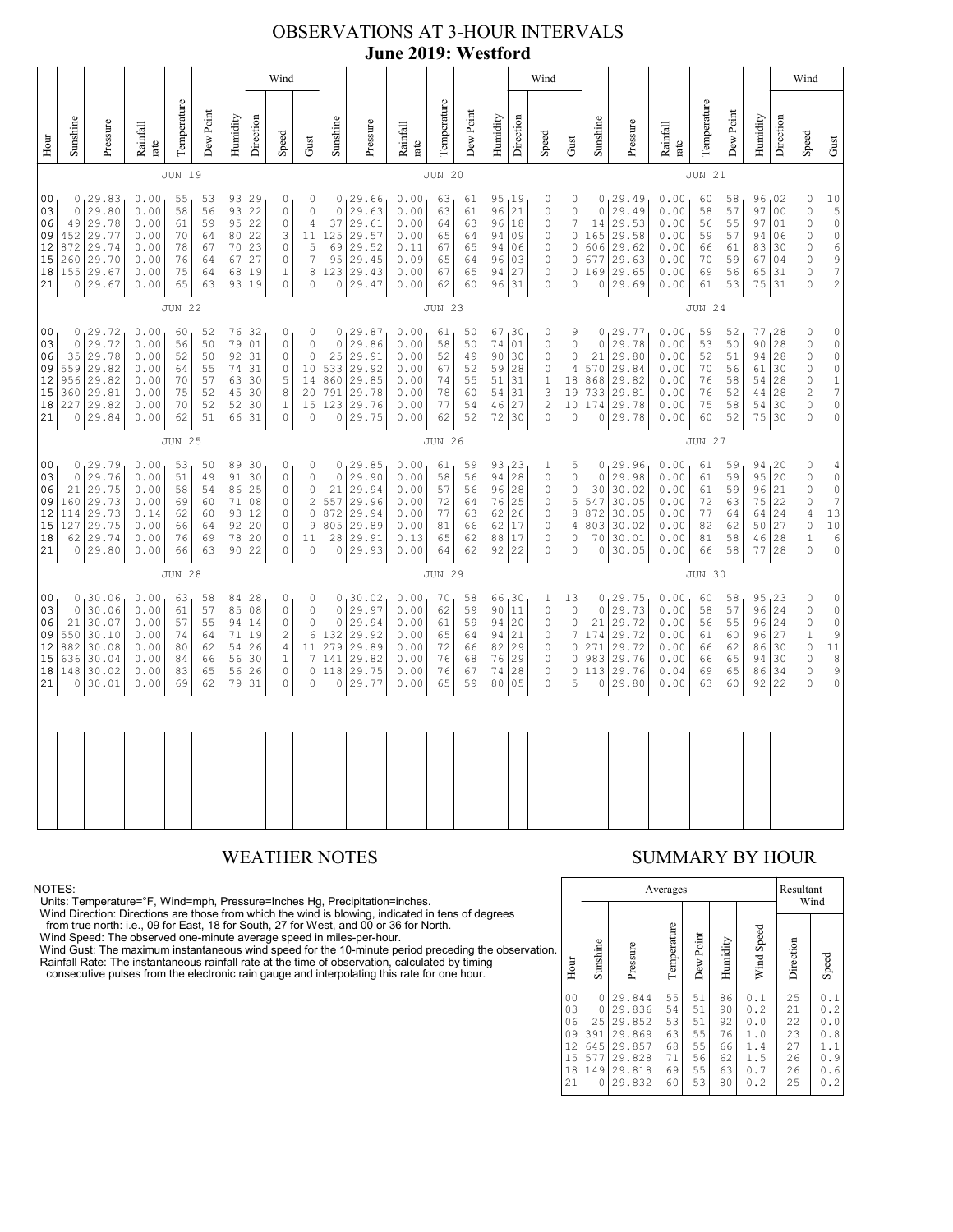# OBSERVATIONS AT 3-HOUR INTERVALS
## June 2019: Westford

### JUN 19

| Hour | Sunshine | Pressure | Rainfall rate | Temperature | Dew Point | Humidity | Wind Direction | Wind Speed | Wind Gust |
|---|---|---|---|---|---|---|---|---|---|
| 00 | 0 | 29.83 | 0.00 | 55 | 53 | 93 | 29 | 0 | 0 |
| 03 | 0 | 29.80 | 0.00 | 58 | 56 | 93 | 22 | 0 | 0 |
| 06 | 49 | 29.78 | 0.00 | 61 | 59 | 95 | 22 | 0 | 4 |
| 09 | 452 | 29.77 | 0.00 | 70 | 64 | 80 | 22 | 3 | 11 |
| 12 | 872 | 29.74 | 0.00 | 78 | 67 | 70 | 23 | 0 | 5 |
| 15 | 260 | 29.70 | 0.00 | 76 | 64 | 67 | 27 | 0 | 7 |
| 18 | 155 | 29.67 | 0.00 | 75 | 64 | 68 | 19 | 1 | 8 |
| 21 | 0 | 29.67 | 0.00 | 65 | 63 | 93 | 19 | 0 | 0 |

### JUN 20

| Hour | Sunshine | Pressure | Rainfall rate | Temperature | Dew Point | Humidity | Wind Direction | Wind Speed | Wind Gust |
|---|---|---|---|---|---|---|---|---|---|
| 00 | 0 | 29.66 | 0.00 | 63 | 61 | 95 | 19 | 0 | 0 |
| 03 | 0 | 29.63 | 0.00 | 63 | 61 | 96 | 21 | 0 | 0 |
| 06 | 37 | 29.61 | 0.00 | 64 | 63 | 96 | 18 | 0 | 7 |
| 09 | 125 | 29.57 | 0.00 | 65 | 64 | 94 | 09 | 0 | 0 |
| 12 | 69 | 29.52 | 0.11 | 67 | 65 | 94 | 06 | 0 | 0 |
| 15 | 95 | 29.45 | 0.09 | 65 | 64 | 96 | 03 | 0 | 0 |
| 18 | 123 | 29.43 | 0.00 | 67 | 65 | 94 | 27 | 0 | 0 |
| 21 | 0 | 29.47 | 0.00 | 62 | 60 | 96 | 31 | 0 | 0 |

### JUN 21

| Hour | Sunshine | Pressure | Rainfall rate | Temperature | Dew Point | Humidity | Wind Direction | Wind Speed | Wind Gust |
|---|---|---|---|---|---|---|---|---|---|
| 00 | 0 | 29.49 | 0.00 | 60 | 58 | 96 | 02 | 0 | 10 |
| 03 | 0 | 29.49 | 0.00 | 58 | 57 | 97 | 00 | 0 | 5 |
| 06 | 14 | 29.53 | 0.00 | 56 | 55 | 97 | 01 | 0 | 0 |
| 09 | 165 | 29.58 | 0.00 | 59 | 57 | 94 | 06 | 0 | 0 |
| 12 | 606 | 29.62 | 0.00 | 66 | 61 | 83 | 30 | 0 | 6 |
| 15 | 677 | 29.63 | 0.00 | 70 | 59 | 67 | 04 | 0 | 9 |
| 18 | 169 | 29.65 | 0.00 | 69 | 56 | 65 | 31 | 0 | 7 |
| 21 | 0 | 29.69 | 0.00 | 61 | 53 | 75 | 31 | 0 | 2 |

### JUN 22

| Hour | Sunshine | Pressure | Rainfall rate | Temperature | Dew Point | Humidity | Wind Direction | Wind Speed | Wind Gust |
|---|---|---|---|---|---|---|---|---|---|
| 00 | 0 | 29.72 | 0.00 | 60 | 52 | 76 | 32 | 0 | 0 |
| 03 | 0 | 29.72 | 0.00 | 56 | 50 | 79 | 01 | 0 | 0 |
| 06 | 35 | 29.78 | 0.00 | 52 | 50 | 92 | 31 | 0 | 0 |
| 09 | 559 | 29.82 | 0.00 | 64 | 55 | 74 | 31 | 0 | 10 |
| 12 | 956 | 29.82 | 0.00 | 70 | 57 | 63 | 30 | 5 | 14 |
| 15 | 360 | 29.81 | 0.00 | 75 | 52 | 45 | 30 | 8 | 20 |
| 18 | 227 | 29.82 | 0.00 | 70 | 52 | 52 | 30 | 1 | 15 |
| 21 | 0 | 29.84 | 0.00 | 62 | 51 | 66 | 31 | 0 | 0 |

### JUN 23

| Hour | Sunshine | Pressure | Rainfall rate | Temperature | Dew Point | Humidity | Wind Direction | Wind Speed | Wind Gust |
|---|---|---|---|---|---|---|---|---|---|
| 00 | 0 | 29.87 | 0.00 | 61 | 50 | 67 | 30 | 0 | 9 |
| 03 | 0 | 29.86 | 0.00 | 58 | 50 | 74 | 01 | 0 | 0 |
| 06 | 25 | 29.91 | 0.00 | 52 | 49 | 90 | 30 | 0 | 0 |
| 09 | 533 | 29.92 | 0.00 | 67 | 52 | 59 | 28 | 0 | 4 |
| 12 | 860 | 29.85 | 0.00 | 74 | 55 | 51 | 31 | 1 | 18 |
| 15 | 791 | 29.78 | 0.00 | 78 | 60 | 54 | 31 | 3 | 19 |
| 18 | 123 | 29.76 | 0.00 | 77 | 54 | 46 | 27 | 2 | 10 |
| 21 | 0 | 29.75 | 0.00 | 62 | 52 | 72 | 30 | 0 | 0 |

### JUN 24

| Hour | Sunshine | Pressure | Rainfall rate | Temperature | Dew Point | Humidity | Wind Direction | Wind Speed | Wind Gust |
|---|---|---|---|---|---|---|---|---|---|
| 00 | 0 | 29.77 | 0.00 | 59 | 52 | 77 | 28 | 0 | 0 |
| 03 | 0 | 29.78 | 0.00 | 53 | 50 | 90 | 28 | 0 | 0 |
| 06 | 21 | 29.80 | 0.00 | 52 | 51 | 94 | 28 | 0 | 0 |
| 09 | 570 | 29.84 | 0.00 | 70 | 56 | 61 | 30 | 0 | 0 |
| 12 | 868 | 29.82 | 0.00 | 76 | 58 | 54 | 28 | 0 | 1 |
| 15 | 733 | 29.81 | 0.00 | 76 | 52 | 44 | 28 | 2 | 7 |
| 18 | 174 | 29.78 | 0.00 | 75 | 58 | 54 | 30 | 0 | 0 |
| 21 | 0 | 29.78 | 0.00 | 60 | 52 | 75 | 30 | 0 | 0 |

### JUN 25

| Hour | Sunshine | Pressure | Rainfall rate | Temperature | Dew Point | Humidity | Wind Direction | Wind Speed | Wind Gust |
|---|---|---|---|---|---|---|---|---|---|
| 00 | 0 | 29.79 | 0.00 | 53 | 50 | 89 | 30 | 0 | 0 |
| 03 | 0 | 29.76 | 0.00 | 51 | 49 | 91 | 30 | 0 | 0 |
| 06 | 21 | 29.75 | 0.00 | 58 | 54 | 86 | 25 | 0 | 0 |
| 09 | 160 | 29.73 | 0.00 | 69 | 60 | 71 | 08 | 0 | 2 |
| 12 | 114 | 29.73 | 0.14 | 62 | 60 | 93 | 12 | 0 | 0 |
| 15 | 127 | 29.75 | 0.00 | 66 | 64 | 92 | 20 | 0 | 9 |
| 18 | 62 | 29.74 | 0.00 | 76 | 69 | 78 | 20 | 0 | 11 |
| 21 | 0 | 29.80 | 0.00 | 66 | 63 | 90 | 22 | 0 | 0 |

### JUN 26

| Hour | Sunshine | Pressure | Rainfall rate | Temperature | Dew Point | Humidity | Wind Direction | Wind Speed | Wind Gust |
|---|---|---|---|---|---|---|---|---|---|
| 00 | 0 | 29.85 | 0.00 | 61 | 59 | 93 | 23 | 1 | 5 |
| 03 | 0 | 29.90 | 0.00 | 58 | 56 | 94 | 28 | 0 | 0 |
| 06 | 21 | 29.94 | 0.00 | 57 | 56 | 96 | 28 | 0 | 0 |
| 09 | 557 | 29.96 | 0.00 | 72 | 64 | 76 | 25 | 0 | 5 |
| 12 | 872 | 29.94 | 0.00 | 77 | 63 | 62 | 26 | 0 | 8 |
| 15 | 805 | 29.89 | 0.00 | 81 | 66 | 62 | 17 | 0 | 4 |
| 18 | 28 | 29.91 | 0.13 | 65 | 62 | 88 | 17 | 0 | 0 |
| 21 | 0 | 29.93 | 0.00 | 64 | 62 | 92 | 22 | 0 | 0 |

### JUN 27

| Hour | Sunshine | Pressure | Rainfall rate | Temperature | Dew Point | Humidity | Wind Direction | Wind Speed | Wind Gust |
|---|---|---|---|---|---|---|---|---|---|
| 00 | 0 | 29.96 | 0.00 | 61 | 59 | 94 | 20 | 0 | 4 |
| 03 | 0 | 29.98 | 0.00 | 61 | 59 | 95 | 20 | 0 | 0 |
| 06 | 30 | 30.02 | 0.00 | 61 | 59 | 96 | 21 | 0 | 0 |
| 09 | 547 | 30.05 | 0.00 | 72 | 63 | 75 | 22 | 0 | 7 |
| 12 | 872 | 30.05 | 0.00 | 77 | 64 | 64 | 24 | 4 | 13 |
| 15 | 803 | 30.02 | 0.00 | 82 | 62 | 50 | 27 | 0 | 10 |
| 18 | 70 | 30.01 | 0.00 | 81 | 58 | 46 | 28 | 1 | 6 |
| 21 | 0 | 30.05 | 0.00 | 66 | 58 | 77 | 28 | 0 | 0 |

### JUN 28

| Hour | Sunshine | Pressure | Rainfall rate | Temperature | Dew Point | Humidity | Wind Direction | Wind Speed | Wind Gust |
|---|---|---|---|---|---|---|---|---|---|
| 00 | 0 | 30.06 | 0.00 | 63 | 58 | 84 | 28 | 0 | 0 |
| 03 | 0 | 30.06 | 0.00 | 61 | 57 | 85 | 08 | 0 | 0 |
| 06 | 21 | 30.07 | 0.00 | 57 | 55 | 94 | 14 | 0 | 0 |
| 09 | 550 | 30.10 | 0.00 | 74 | 64 | 71 | 19 | 2 | 6 |
| 12 | 882 | 30.08 | 0.00 | 80 | 62 | 54 | 26 | 4 | 11 |
| 15 | 636 | 30.04 | 0.00 | 84 | 66 | 56 | 30 | 1 | 7 |
| 18 | 148 | 30.02 | 0.00 | 83 | 65 | 56 | 26 | 0 | 0 |
| 21 | 0 | 30.01 | 0.00 | 69 | 62 | 79 | 31 | 0 | 0 |

### JUN 29

| Hour | Sunshine | Pressure | Rainfall rate | Temperature | Dew Point | Humidity | Wind Direction | Wind Speed | Wind Gust |
|---|---|---|---|---|---|---|---|---|---|
| 00 | 0 | 30.02 | 0.00 | 70 | 58 | 66 | 30 | 1 | 13 |
| 03 | 0 | 29.97 | 0.00 | 62 | 59 | 90 | 11 | 0 | 0 |
| 06 | 0 | 29.94 | 0.00 | 61 | 59 | 94 | 20 | 0 | 0 |
| 09 | 132 | 29.92 | 0.00 | 65 | 64 | 94 | 21 | 0 | 7 |
| 12 | 279 | 29.89 | 0.00 | 72 | 66 | 82 | 29 | 0 | 0 |
| 15 | 141 | 29.82 | 0.00 | 76 | 68 | 76 | 29 | 0 | 0 |
| 18 | 118 | 29.75 | 0.00 | 76 | 67 | 74 | 28 | 0 | 0 |
| 21 | 0 | 29.77 | 0.00 | 65 | 59 | 80 | 05 | 0 | 5 |

### JUN 30

| Hour | Sunshine | Pressure | Rainfall rate | Temperature | Dew Point | Humidity | Wind Direction | Wind Speed | Wind Gust |
|---|---|---|---|---|---|---|---|---|---|
| 00 | 0 | 29.75 | 0.00 | 60 | 58 | 95 | 23 | 0 | 0 |
| 03 | 0 | 29.73 | 0.00 | 58 | 57 | 96 | 24 | 0 | 0 |
| 06 | 21 | 29.72 | 0.00 | 56 | 55 | 96 | 24 | 0 | 0 |
| 09 | 174 | 29.72 | 0.00 | 61 | 60 | 96 | 27 | 1 | 9 |
| 12 | 271 | 29.72 | 0.00 | 66 | 62 | 86 | 30 | 0 | 11 |
| 15 | 983 | 29.76 | 0.00 | 66 | 65 | 94 | 30 | 0 | 8 |
| 18 | 113 | 29.76 | 0.04 | 69 | 65 | 86 | 34 | 0 | 9 |
| 21 | 0 | 29.80 | 0.00 | 63 | 60 | 92 | 22 | 0 | 0 |

## WEATHER NOTES

NOTES:
Units: Temperature=°F, Wind=mph, Pressure=Inches Hg, Precipitation=inches.
Wind Direction: Directions are those from which the wind is blowing, indicated in tens of degrees from true north: i.e., 09 for East, 18 for South, 27 for West, and 00 or 36 for North.
Wind Speed: The observed one-minute average speed in miles-per-hour.
Wind Gust: The maximum instantaneous wind speed for the 10-minute period preceding the observation.
Rainfall Rate: The instantaneous rainfall rate at the time of observation, calculated by timing consecutive pulses from the electronic rain gauge and interpolating this rate for one hour.

## SUMMARY BY HOUR

| Hour | Averages: Sunshine | Pressure | Temperature | Dew Point | Humidity | Wind Speed | Resultant Wind: Direction | Speed |
|---|---|---|---|---|---|---|---|---|
| 00 | 0 | 29.844 | 55 | 51 | 86 | 0.1 | 25 | 0.1 |
| 03 | 0 | 29.836 | 54 | 51 | 90 | 0.2 | 21 | 0.2 |
| 06 | 25 | 29.852 | 53 | 51 | 92 | 0.0 | 22 | 0.0 |
| 09 | 391 | 29.869 | 63 | 55 | 76 | 1.0 | 23 | 0.8 |
| 12 | 645 | 29.857 | 68 | 55 | 66 | 1.4 | 27 | 1.1 |
| 15 | 577 | 29.828 | 71 | 56 | 62 | 1.5 | 26 | 0.9 |
| 18 | 149 | 29.818 | 69 | 55 | 63 | 0.7 | 26 | 0.6 |
| 21 | 0 | 29.832 | 60 | 53 | 80 | 0.2 | 25 | 0.2 |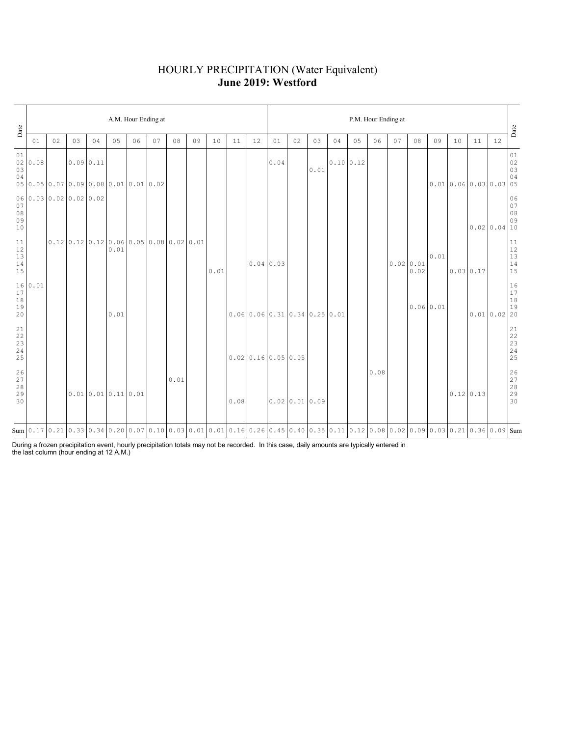# HOURLY PRECIPITATION (Water Equivalent)

## **June 2019: Westford**

| Date | A.M. Hour Ending at | | | | | | | | | | | | P.M. Hour Ending at | | | | | | | | | | | | Date |
|---|---|---|---|---|---|---|---|---|---|---|---|---|---|---|---|---|---|---|---|---|---|---|---|---|---|
| | 01 | 02 | 03 | 04 | 05 | 06 | 07 | 08 | 09 | 10 | 11 | 12 | 01 | 02 | 03 | 04 | 05 | 06 | 07 | 08 | 09 | 10 | 11 | 12 | |
| 01 | | | | | | | | | | | | | | | | | | | | | | | | | 01 |
| 02 | 0.08 | | 0.09 | 0.11 | | | | | | | | | 0.04 | | | 0.10 | 0.12 | | | | | | | | 02 |
| 03 | | | | | | | | | | | | | | | 0.01 | | | | | | | | | | 03 |
| 04 | | | | | | | | | | | | | | | | | | | | | | | | | 04 |
| 05 | 0.05 | 0.07 | 0.09 | 0.08 | 0.01 | 0.01 | 0.02 | | | | | | | | | | | | | | 0.01 | 0.06 | 0.03 | 0.03 | 05 |
| 06 | 0.03 | 0.02 | 0.02 | 0.02 | | | | | | | | | | | | | | | | | | | | | 06 |
| 07 | | | | | | | | | | | | | | | | | | | | | | | | | 07 |
| 08 | | | | | | | | | | | | | | | | | | | | | | | | | 08 |
| 09 | | | | | | | | | | | | | | | | | | | | | | | | | 09 |
| 10 | | | | | | | | | | | | | | | | | | | | | | | 0.02 | 0.04 | 10 |
| 11 | | 0.12 | 0.12 | 0.12 | 0.06 | 0.05 | 0.08 | 0.02 | 0.01 | | | | | | | | | | | | | | | | 11 |
| 12 | | | | | 0.01 | | | | | | | | | | | | | | | | | | | | 12 |
| 13 | | | | | | | | | | | | | | | | | | | | | 0.01 | | | | 13 |
| 14 | | | | | | | | | | | | 0.04 | 0.03 | | | | | | 0.02 | 0.01 | | | | | 14 |
| 15 | | | | | | | | | | 0.01 | | | | | | | | | | 0.02 | | 0.03 | 0.17 | | 15 |
| 16 | 0.01 | | | | | | | | | | | | | | | | | | | | | | | | 16 |
| 17 | | | | | | | | | | | | | | | | | | | | | | | | | 17 |
| 18 | | | | | | | | | | | | | | | | | | | | | | | | | 18 |
| 19 | | | | | | | | | | | | | | | | | | | | 0.06 | 0.01 | | | | 19 |
| 20 | | | | | 0.01 | | | | | | 0.06 | 0.06 | 0.31 | 0.34 | 0.25 | 0.01 | | | | | | | 0.01 | 0.02 | 20 |
| 21 | | | | | | | | | | | | | | | | | | | | | | | | | 21 |
| 22 | | | | | | | | | | | | | | | | | | | | | | | | | 22 |
| 23 | | | | | | | | | | | | | | | | | | | | | | | | | 23 |
| 24 | | | | | | | | | | | | | | | | | | | | | | | | | 24 |
| 25 | | | | | | | | | | | 0.02 | 0.16 | 0.05 | 0.05 | | | | | | | | | | | 25 |
| 26 | | | | | | | | | | | | | | | | | | 0.08 | | | | | | | 26 |
| 27 | | | | | | | | 0.01 | | | | | | | | | | | | | | | | | 27 |
| 28 | | | | | | | | | | | | | | | | | | | | | | | | | 28 |
| 29 | | | 0.01 | 0.01 | 0.11 | 0.01 | | | | | | | | | | | | | | | | 0.12 | 0.13 | | 29 |
| 30 | | | | | | | | | | | 0.08 | | 0.02 | 0.01 | 0.09 | | | | | | | | | | 30 |
| Sum | 0.17 | 0.21 | 0.33 | 0.34 | 0.20 | 0.07 | 0.10 | 0.03 | 0.01 | 0.01 | 0.16 | 0.26 | 0.45 | 0.40 | 0.35 | 0.11 | 0.12 | 0.08 | 0.02 | 0.09 | 0.03 | 0.21 | 0.36 | 0.09 | Sum |

During a frozen precipitation event, hourly precipitation totals may not be recorded. In this case, daily amounts are typically entered in the last column (hour ending at 12 A.M.)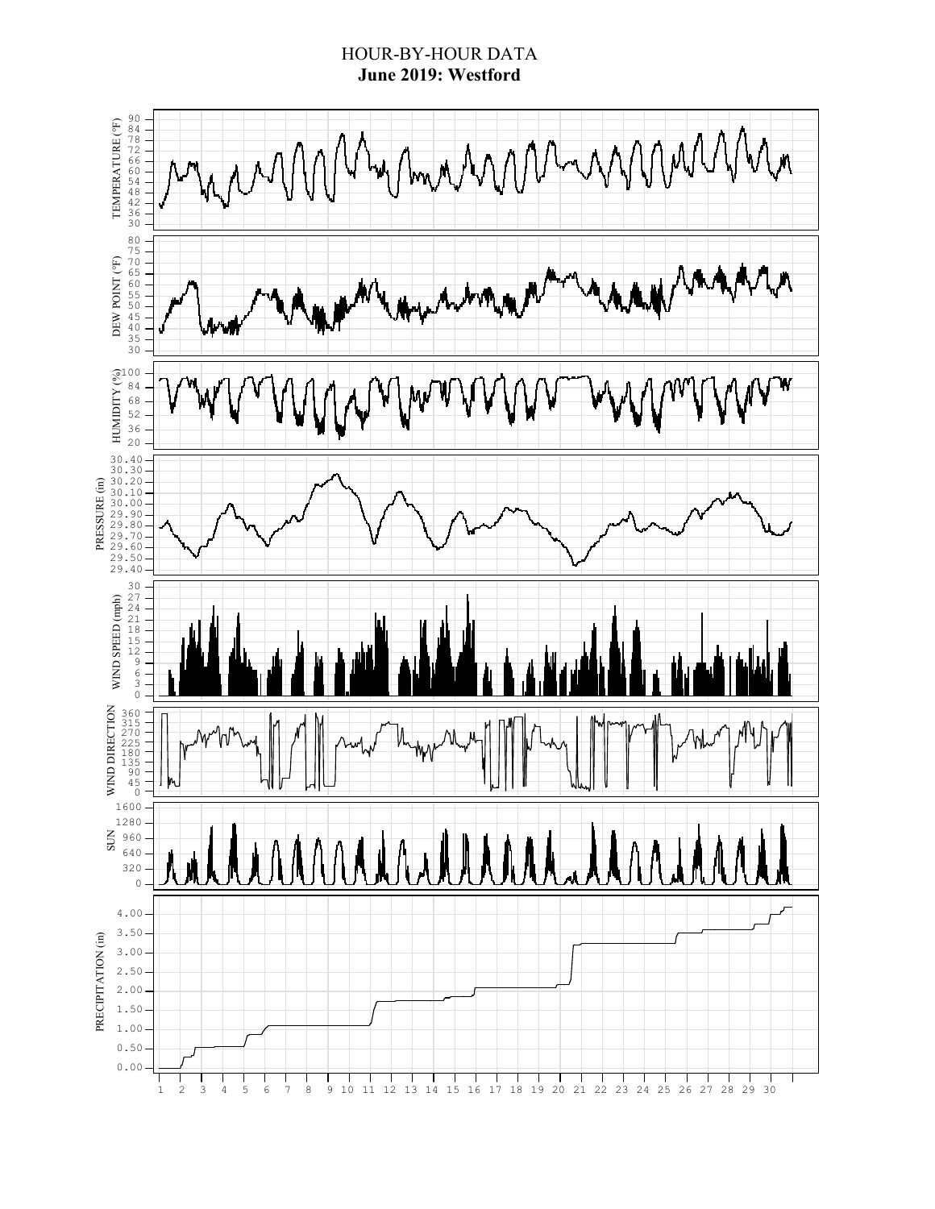# HOUR-BY-HOUR DATA

**June 2019: Westford**

TEMPERATURE (°F)

DEW POINT (°F)

HUMIDITY (%)

PRESSURE (in)

WIND SPEED (mph)

WIND DIRECTION

SUN

PRECIPITATION (in)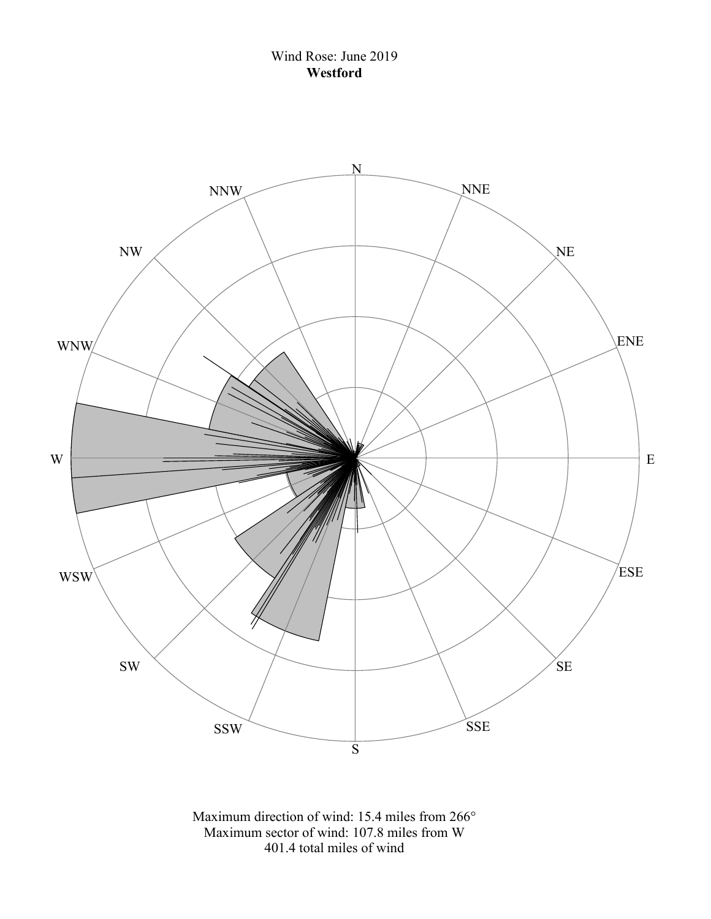Wind Rose: June 2019

**Westford**

N

NNE

NE

ENE

E

ESE

SE

SSE

S

SSW

SW

WSW

W

WNW

NW

NNW

Maximum direction of wind: 15.4 miles from 266°

Maximum sector of wind: 107.8 miles from W

401.4 total miles of wind